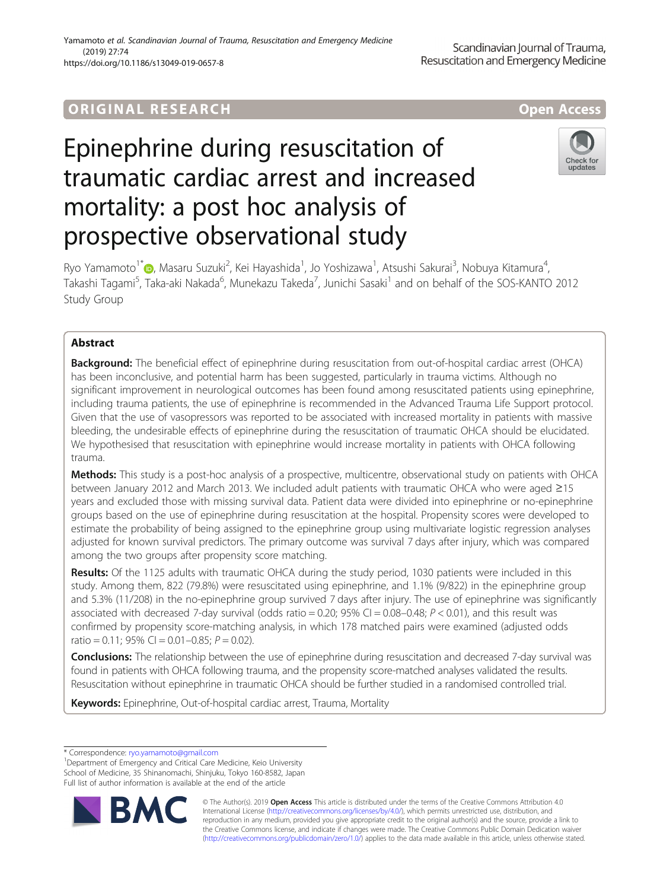ORIGINAL RESEARCH

Open Access

# Epinephrine during resuscitation of traumatic cardiac arrest and increased mortality: a post hoc analysis of prospective observational study

Ryo Yamamoto[1*], Masaru Suzuki[2], Kei Hayashida[1], Jo Yoshizawa[1], Atsushi Sakurai[3], Nobuya Kitamura[4], Takashi Tagami[5], Taka-aki Nakada[6], Munekazu Takeda[7], Junichi Sasaki[1] and on behalf of the SOS-KANTO 2012 Study Group

## Abstract

**Background:** The beneficial effect of epinephrine during resuscitation from out-of-hospital cardiac arrest (OHCA) has been inconclusive, and potential harm has been suggested, particularly in trauma victims. Although no significant improvement in neurological outcomes has been found among resuscitated patients using epinephrine, including trauma patients, the use of epinephrine is recommended in the Advanced Trauma Life Support protocol. Given that the use of vasopressors was reported to be associated with increased mortality in patients with massive bleeding, the undesirable effects of epinephrine during the resuscitation of traumatic OHCA should be elucidated. We hypothesised that resuscitation with epinephrine would increase mortality in patients with OHCA following trauma.

**Methods:** This study is a post-hoc analysis of a prospective, multicentre, observational study on patients with OHCA between January 2012 and March 2013. We included adult patients with traumatic OHCA who were aged ≥15 years and excluded those with missing survival data. Patient data were divided into epinephrine or no-epinephrine groups based on the use of epinephrine during resuscitation at the hospital. Propensity scores were developed to estimate the probability of being assigned to the epinephrine group using multivariate logistic regression analyses adjusted for known survival predictors. The primary outcome was survival 7 days after injury, which was compared among the two groups after propensity score matching.

**Results:** Of the 1125 adults with traumatic OHCA during the study period, 1030 patients were included in this study. Among them, 822 (79.8%) were resuscitated using epinephrine, and 1.1% (9/822) in the epinephrine group and 5.3% (11/208) in the no-epinephrine group survived 7 days after injury. The use of epinephrine was significantly associated with decreased 7-day survival (odds ratio = 0.20; 95% CI = 0.08–0.48; $P < 0.01$), and this result was confirmed by propensity score-matching analysis, in which 178 matched pairs were examined (adjusted odds ratio = 0.11; 95% CI = 0.01–0.85; $P = 0.02$).

**Conclusions:** The relationship between the use of epinephrine during resuscitation and decreased 7-day survival was found in patients with OHCA following trauma, and the propensity score-matched analyses validated the results. Resuscitation without epinephrine in traumatic OHCA should be further studied in a randomised controlled trial.

**Keywords:** Epinephrine, Out-of-hospital cardiac arrest, Trauma, Mortality

---

* Correspondence: ryo.yamamoto@gmail.com

[1]Department of Emergency and Critical Care Medicine, Keio University School of Medicine, 35 Shinanomachi, Shinjuku, Tokyo 160-8582, Japan

Full list of author information is available at the end of the article

© The Author(s). 2019 **Open Access** This article is distributed under the terms of the Creative Commons Attribution 4.0 International License (http://creativecommons.org/licenses/by/4.0/), which permits unrestricted use, distribution, and reproduction in any medium, provided you give appropriate credit to the original author(s) and the source, provide a link to the Creative Commons license, and indicate if changes were made. The Creative Commons Public Domain Dedication waiver (http://creativecommons.org/publicdomain/zero/1.0/) applies to the data made available in this article, unless otherwise stated.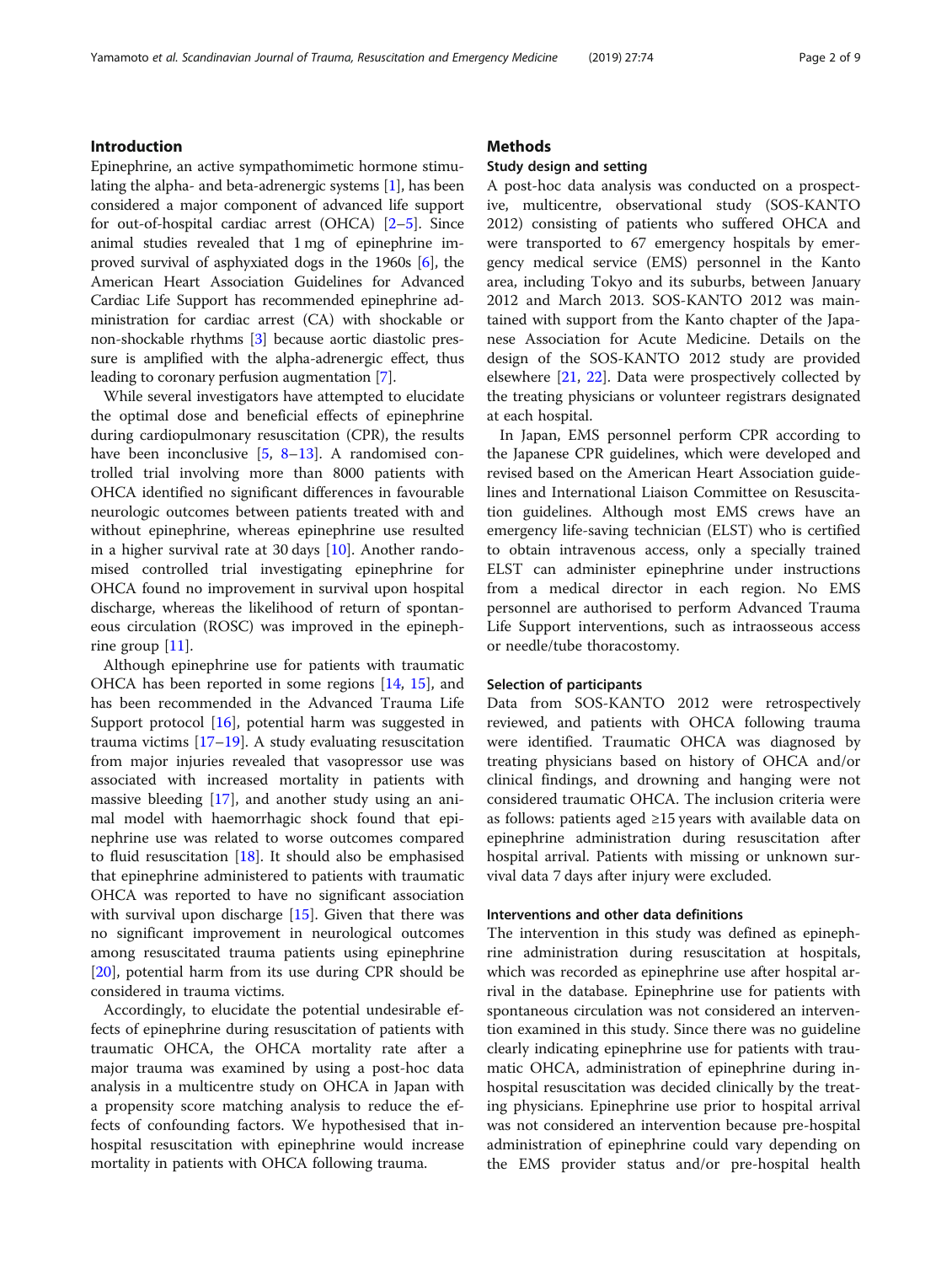## Introduction

Epinephrine, an active sympathomimetic hormone stimulating the alpha- and beta-adrenergic systems [1], has been considered a major component of advanced life support for out-of-hospital cardiac arrest (OHCA) [2–5]. Since animal studies revealed that 1 mg of epinephrine improved survival of asphyxiated dogs in the 1960s [6], the American Heart Association Guidelines for Advanced Cardiac Life Support has recommended epinephrine administration for cardiac arrest (CA) with shockable or non-shockable rhythms [3] because aortic diastolic pressure is amplified with the alpha-adrenergic effect, thus leading to coronary perfusion augmentation [7].

While several investigators have attempted to elucidate the optimal dose and beneficial effects of epinephrine during cardiopulmonary resuscitation (CPR), the results have been inconclusive [5, 8–13]. A randomised controlled trial involving more than 8000 patients with OHCA identified no significant differences in favourable neurologic outcomes between patients treated with and without epinephrine, whereas epinephrine use resulted in a higher survival rate at 30 days [10]. Another randomised controlled trial investigating epinephrine for OHCA found no improvement in survival upon hospital discharge, whereas the likelihood of return of spontaneous circulation (ROSC) was improved in the epinephrine group [11].

Although epinephrine use for patients with traumatic OHCA has been reported in some regions [14, 15], and has been recommended in the Advanced Trauma Life Support protocol [16], potential harm was suggested in trauma victims [17–19]. A study evaluating resuscitation from major injuries revealed that vasopressor use was associated with increased mortality in patients with massive bleeding [17], and another study using an animal model with haemorrhagic shock found that epinephrine use was related to worse outcomes compared to fluid resuscitation [18]. It should also be emphasised that epinephrine administered to patients with traumatic OHCA was reported to have no significant association with survival upon discharge [15]. Given that there was no significant improvement in neurological outcomes among resuscitated trauma patients using epinephrine [20], potential harm from its use during CPR should be considered in trauma victims.

Accordingly, to elucidate the potential undesirable effects of epinephrine during resuscitation of patients with traumatic OHCA, the OHCA mortality rate after a major trauma was examined by using a post-hoc data analysis in a multicentre study on OHCA in Japan with a propensity score matching analysis to reduce the effects of confounding factors. We hypothesised that in-hospital resuscitation with epinephrine would increase mortality in patients with OHCA following trauma.

## Methods

### Study design and setting

A post-hoc data analysis was conducted on a prospective, multicentre, observational study (SOS-KANTO 2012) consisting of patients who suffered OHCA and were transported to 67 emergency hospitals by emergency medical service (EMS) personnel in the Kanto area, including Tokyo and its suburbs, between January 2012 and March 2013. SOS-KANTO 2012 was maintained with support from the Kanto chapter of the Japanese Association for Acute Medicine. Details on the design of the SOS-KANTO 2012 study are provided elsewhere [21, 22]. Data were prospectively collected by the treating physicians or volunteer registrars designated at each hospital.

In Japan, EMS personnel perform CPR according to the Japanese CPR guidelines, which were developed and revised based on the American Heart Association guidelines and International Liaison Committee on Resuscitation guidelines. Although most EMS crews have an emergency life-saving technician (ELST) who is certified to obtain intravenous access, only a specially trained ELST can administer epinephrine under instructions from a medical director in each region. No EMS personnel are authorised to perform Advanced Trauma Life Support interventions, such as intraosseous access or needle/tube thoracostomy.

### Selection of participants

Data from SOS-KANTO 2012 were retrospectively reviewed, and patients with OHCA following trauma were identified. Traumatic OHCA was diagnosed by treating physicians based on history of OHCA and/or clinical findings, and drowning and hanging were not considered traumatic OHCA. The inclusion criteria were as follows: patients aged ≥15 years with available data on epinephrine administration during resuscitation after hospital arrival. Patients with missing or unknown survival data 7 days after injury were excluded.

### Interventions and other data definitions

The intervention in this study was defined as epinephrine administration during resuscitation at hospitals, which was recorded as epinephrine use after hospital arrival in the database. Epinephrine use for patients with spontaneous circulation was not considered an intervention examined in this study. Since there was no guideline clearly indicating epinephrine use for patients with traumatic OHCA, administration of epinephrine during in-hospital resuscitation was decided clinically by the treating physicians. Epinephrine use prior to hospital arrival was not considered an intervention because pre-hospital administration of epinephrine could vary depending on the EMS provider status and/or pre-hospital health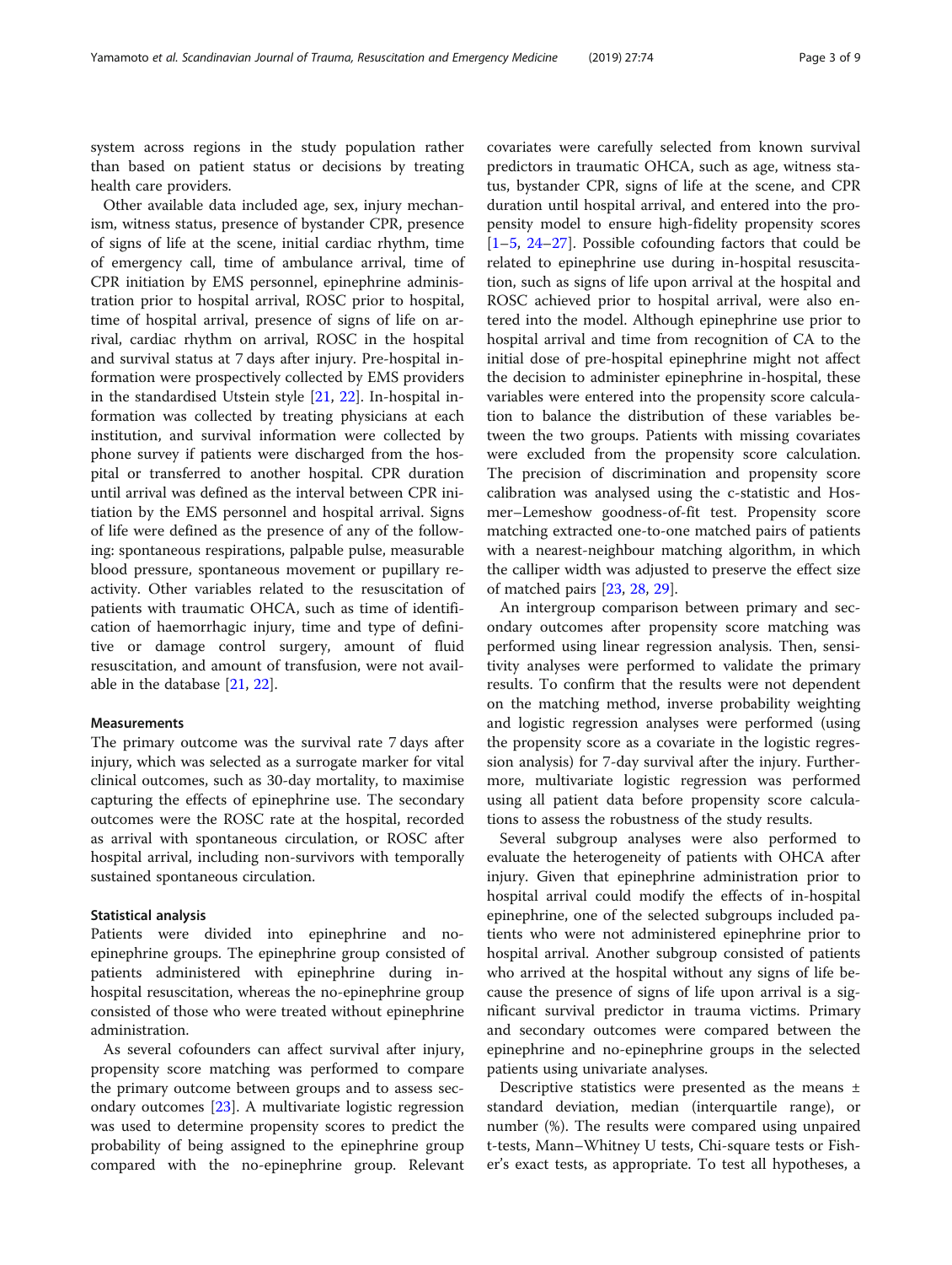system across regions in the study population rather than based on patient status or decisions by treating health care providers.

Other available data included age, sex, injury mechanism, witness status, presence of bystander CPR, presence of signs of life at the scene, initial cardiac rhythm, time of emergency call, time of ambulance arrival, time of CPR initiation by EMS personnel, epinephrine administration prior to hospital arrival, ROSC prior to hospital, time of hospital arrival, presence of signs of life on arrival, cardiac rhythm on arrival, ROSC in the hospital and survival status at 7 days after injury. Pre-hospital information were prospectively collected by EMS providers in the standardised Utstein style [21, 22]. In-hospital information was collected by treating physicians at each institution, and survival information were collected by phone survey if patients were discharged from the hospital or transferred to another hospital. CPR duration until arrival was defined as the interval between CPR initiation by the EMS personnel and hospital arrival. Signs of life were defined as the presence of any of the following: spontaneous respirations, palpable pulse, measurable blood pressure, spontaneous movement or pupillary reactivity. Other variables related to the resuscitation of patients with traumatic OHCA, such as time of identification of haemorrhagic injury, time and type of definitive or damage control surgery, amount of fluid resuscitation, and amount of transfusion, were not available in the database [21, 22].

### Measurements

The primary outcome was the survival rate 7 days after injury, which was selected as a surrogate marker for vital clinical outcomes, such as 30-day mortality, to maximise capturing the effects of epinephrine use. The secondary outcomes were the ROSC rate at the hospital, recorded as arrival with spontaneous circulation, or ROSC after hospital arrival, including non-survivors with temporally sustained spontaneous circulation.

### Statistical analysis

Patients were divided into epinephrine and no-epinephrine groups. The epinephrine group consisted of patients administered with epinephrine during in-hospital resuscitation, whereas the no-epinephrine group consisted of those who were treated without epinephrine administration.

As several cofounders can affect survival after injury, propensity score matching was performed to compare the primary outcome between groups and to assess secondary outcomes [23]. A multivariate logistic regression was used to determine propensity scores to predict the probability of being assigned to the epinephrine group compared with the no-epinephrine group. Relevant covariates were carefully selected from known survival predictors in traumatic OHCA, such as age, witness status, bystander CPR, signs of life at the scene, and CPR duration until hospital arrival, and entered into the propensity model to ensure high-fidelity propensity scores [1–5, 24–27]. Possible cofounding factors that could be related to epinephrine use during in-hospital resuscitation, such as signs of life upon arrival at the hospital and ROSC achieved prior to hospital arrival, were also entered into the model. Although epinephrine use prior to hospital arrival and time from recognition of CA to the initial dose of pre-hospital epinephrine might not affect the decision to administer epinephrine in-hospital, these variables were entered into the propensity score calculation to balance the distribution of these variables between the two groups. Patients with missing covariates were excluded from the propensity score calculation. The precision of discrimination and propensity score calibration was analysed using the c-statistic and Hosmer–Lemeshow goodness-of-fit test. Propensity score matching extracted one-to-one matched pairs of patients with a nearest-neighbour matching algorithm, in which the calliper width was adjusted to preserve the effect size of matched pairs [23, 28, 29].

An intergroup comparison between primary and secondary outcomes after propensity score matching was performed using linear regression analysis. Then, sensitivity analyses were performed to validate the primary results. To confirm that the results were not dependent on the matching method, inverse probability weighting and logistic regression analyses were performed (using the propensity score as a covariate in the logistic regression analysis) for 7-day survival after the injury. Furthermore, multivariate logistic regression was performed using all patient data before propensity score calculations to assess the robustness of the study results.

Several subgroup analyses were also performed to evaluate the heterogeneity of patients with OHCA after injury. Given that epinephrine administration prior to hospital arrival could modify the effects of in-hospital epinephrine, one of the selected subgroups included patients who were not administered epinephrine prior to hospital arrival. Another subgroup consisted of patients who arrived at the hospital without any signs of life because the presence of signs of life upon arrival is a significant survival predictor in trauma victims. Primary and secondary outcomes were compared between the epinephrine and no-epinephrine groups in the selected patients using univariate analyses.

Descriptive statistics were presented as the means ± standard deviation, median (interquartile range), or number (%). The results were compared using unpaired t-tests, Mann–Whitney U tests, Chi-square tests or Fisher's exact tests, as appropriate. To test all hypotheses, a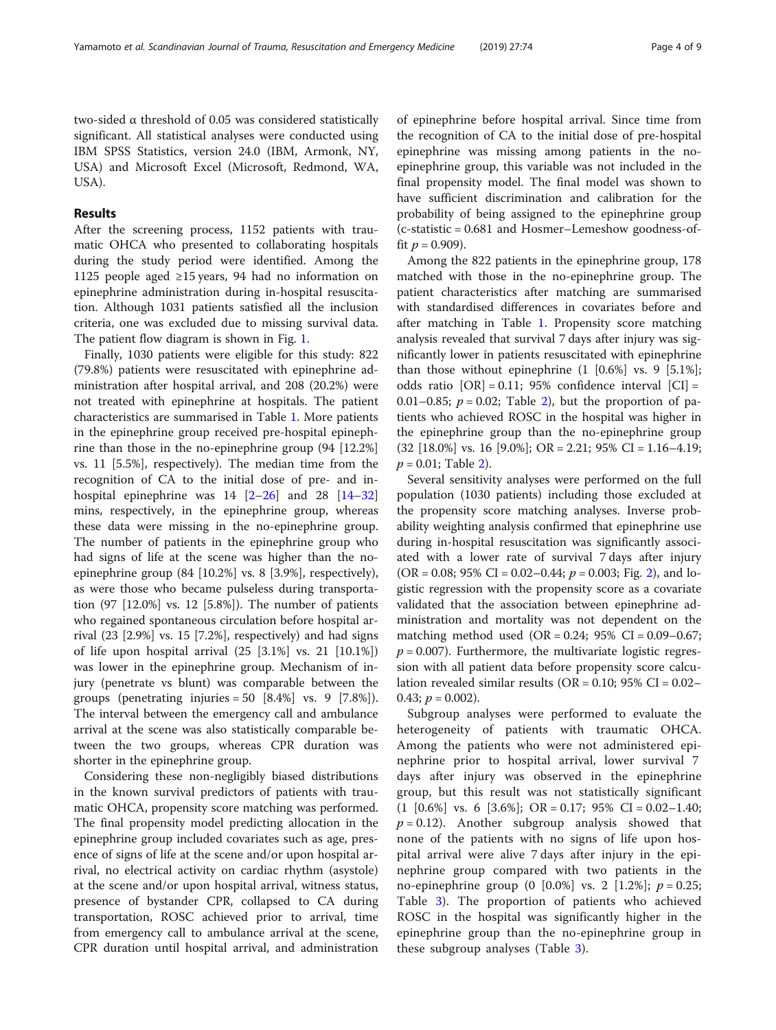two-sided α threshold of 0.05 was considered statistically significant. All statistical analyses were conducted using IBM SPSS Statistics, version 24.0 (IBM, Armonk, NY, USA) and Microsoft Excel (Microsoft, Redmond, WA, USA).

## Results

After the screening process, 1152 patients with traumatic OHCA who presented to collaborating hospitals during the study period were identified. Among the 1125 people aged ≥15 years, 94 had no information on epinephrine administration during in-hospital resuscitation. Although 1031 patients satisfied all the inclusion criteria, one was excluded due to missing survival data. The patient flow diagram is shown in Fig. 1.

Finally, 1030 patients were eligible for this study: 822 (79.8%) patients were resuscitated with epinephrine administration after hospital arrival, and 208 (20.2%) were not treated with epinephrine at hospitals. The patient characteristics are summarised in Table 1. More patients in the epinephrine group received pre-hospital epinephrine than those in the no-epinephrine group (94 [12.2%] vs. 11 [5.5%], respectively). The median time from the recognition of CA to the initial dose of pre- and in-hospital epinephrine was 14 [2–26] and 28 [14–32] mins, respectively, in the epinephrine group, whereas these data were missing in the no-epinephrine group. The number of patients in the epinephrine group who had signs of life at the scene was higher than the no-epinephrine group (84 [10.2%] vs. 8 [3.9%], respectively), as were those who became pulseless during transportation (97 [12.0%] vs. 12 [5.8%]). The number of patients who regained spontaneous circulation before hospital arrival (23 [2.9%] vs. 15 [7.2%], respectively) and had signs of life upon hospital arrival (25 [3.1%] vs. 21 [10.1%]) was lower in the epinephrine group. Mechanism of injury (penetrate vs blunt) was comparable between the groups (penetrating injuries = 50 [8.4%] vs. 9 [7.8%]). The interval between the emergency call and ambulance arrival at the scene was also statistically comparable between the two groups, whereas CPR duration was shorter in the epinephrine group.

Considering these non-negligibly biased distributions in the known survival predictors of patients with traumatic OHCA, propensity score matching was performed. The final propensity model predicting allocation in the epinephrine group included covariates such as age, presence of signs of life at the scene and/or upon hospital arrival, no electrical activity on cardiac rhythm (asystole) at the scene and/or upon hospital arrival, witness status, presence of bystander CPR, collapsed to CA during transportation, ROSC achieved prior to arrival, time from emergency call to ambulance arrival at the scene, CPR duration until hospital arrival, and administration of epinephrine before hospital arrival. Since time from the recognition of CA to the initial dose of pre-hospital epinephrine was missing among patients in the no-epinephrine group, this variable was not included in the final propensity model. The final model was shown to have sufficient discrimination and calibration for the probability of being assigned to the epinephrine group (c-statistic = 0.681 and Hosmer–Lemeshow goodness-of-fit $p = 0.909$).

Among the 822 patients in the epinephrine group, 178 matched with those in the no-epinephrine group. The patient characteristics after matching are summarised with standardised differences in covariates before and after matching in Table 1. Propensity score matching analysis revealed that survival 7 days after injury was significantly lower in patients resuscitated with epinephrine than those without epinephrine (1 [0.6%] vs. 9 [5.1%]; odds ratio [OR] = 0.11; 95% confidence interval [CI] = 0.01–0.85; $p = 0.02$; Table 2), but the proportion of patients who achieved ROSC in the hospital was higher in the epinephrine group than the no-epinephrine group (32 [18.0%] vs. 16 [9.0%]; OR = 2.21; 95% CI = 1.16–4.19; $p = 0.01$; Table 2).

Several sensitivity analyses were performed on the full population (1030 patients) including those excluded at the propensity score matching analyses. Inverse probability weighting analysis confirmed that epinephrine use during in-hospital resuscitation was significantly associated with a lower rate of survival 7 days after injury (OR = 0.08; 95% CI = 0.02–0.44; $p = 0.003$; Fig. 2), and logistic regression with the propensity score as a covariate validated that the association between epinephrine administration and mortality was not dependent on the matching method used (OR = 0.24; 95% CI = 0.09–0.67; $p = 0.007$). Furthermore, the multivariate logistic regression with all patient data before propensity score calculation revealed similar results (OR = 0.10; 95% CI = 0.02–0.43; $p = 0.002$).

Subgroup analyses were performed to evaluate the heterogeneity of patients with traumatic OHCA. Among the patients who were not administered epinephrine prior to hospital arrival, lower survival 7 days after injury was observed in the epinephrine group, but this result was not statistically significant (1 [0.6%] vs. 6 [3.6%]; OR = 0.17; 95% CI = 0.02–1.40; $p = 0.12$). Another subgroup analysis showed that none of the patients with no signs of life upon hospital arrival were alive 7 days after injury in the epinephrine group compared with two patients in the no-epinephrine group (0 [0.0%] vs. 2 [1.2%]; $p = 0.25$; Table 3). The proportion of patients who achieved ROSC in the hospital was significantly higher in the epinephrine group than the no-epinephrine group in these subgroup analyses (Table 3).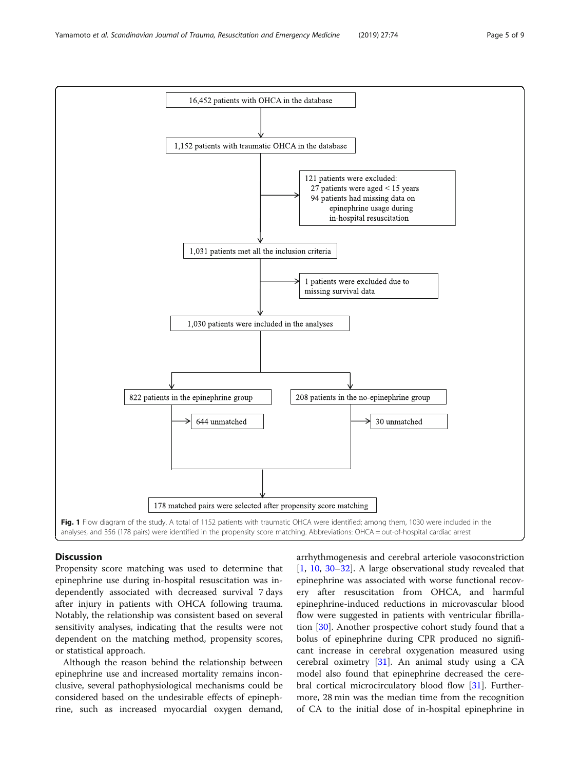16,452 patients with OHCA in the database

1,152 patients with traumatic OHCA in the database

121 patients were excluded:
- 27 patients were aged < 15 years
- 94 patients had missing data on epinephrine usage during in-hospital resuscitation

1,031 patients met all the inclusion criteria

1 patients were excluded due to missing survival data

1,030 patients were included in the analyses

822 patients in the epinephrine group

644 unmatched

208 patients in the no-epinephrine group

30 unmatched

178 matched pairs were selected after propensity score matching

**Fig. 1** Flow diagram of the study. A total of 1152 patients with traumatic OHCA were identified; among them, 1030 were included in the analyses, and 356 (178 pairs) were identified in the propensity score matching. Abbreviations: OHCA = out-of-hospital cardiac arrest

## Discussion

Propensity score matching was used to determine that epinephrine use during in-hospital resuscitation was independently associated with decreased survival 7 days after injury in patients with OHCA following trauma. Notably, the relationship was consistent based on several sensitivity analyses, indicating that the results were not dependent on the matching method, propensity scores, or statistical approach.

Although the reason behind the relationship between epinephrine use and increased mortality remains inconclusive, several pathophysiological mechanisms could be considered based on the undesirable effects of epinephrine, such as increased myocardial oxygen demand, arrhythmogenesis and cerebral arteriole vasoconstriction [1, 10, 30–32]. A large observational study revealed that epinephrine was associated with worse functional recovery after resuscitation from OHCA, and harmful epinephrine-induced reductions in microvascular blood flow were suggested in patients with ventricular fibrillation [30]. Another prospective cohort study found that a bolus of epinephrine during CPR produced no significant increase in cerebral oxygenation measured using cerebral oximetry [31]. An animal study using a CA model also found that epinephrine decreased the cerebral cortical microcirculatory blood flow [31]. Furthermore, 28 min was the median time from the recognition of CA to the initial dose of in-hospital epinephrine in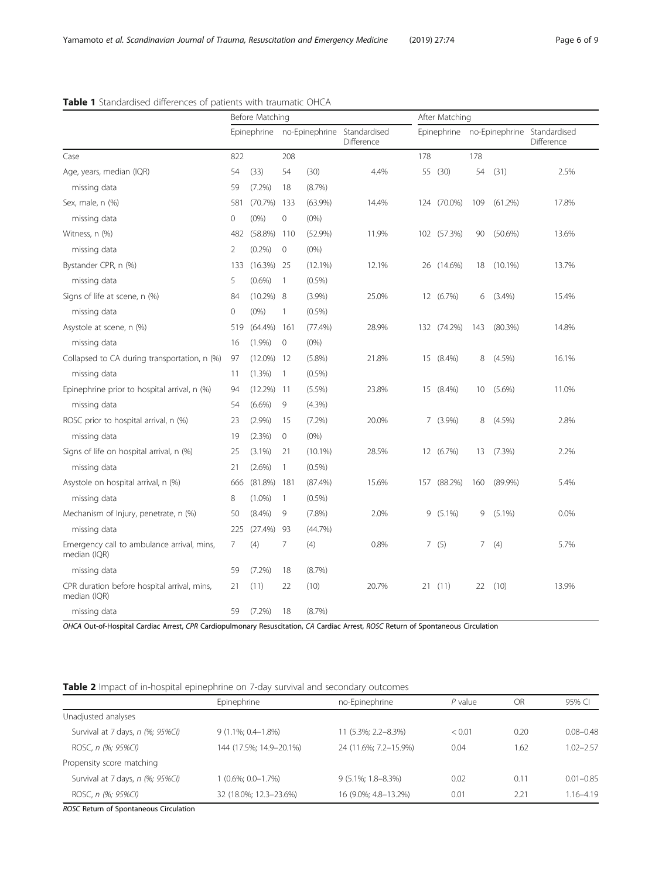**Table 1** Standardised differences of patients with traumatic OHCA

| | Before Matching | | | | | After Matching | | | | |
|---|---|---|---|---|---|---|---|---|---|---|
| | Epinephrine | | no-Epinephrine | | Standardised Difference | Epinephrine | | no-Epinephrine | | Standardised Difference |
| Case | 822 | | 208 | | | 178 | | 178 | | |
| Age, years, median (IQR) | 54 | (33) | 54 | (30) | 4.4% | 55 | (30) | 54 | (31) | 2.5% |
| missing data | 59 | (7.2%) | 18 | (8.7%) | | | | | | |
| Sex, male, n (%) | 581 | (70.7%) | 133 | (63.9%) | 14.4% | 124 | (70.0%) | 109 | (61.2%) | 17.8% |
| missing data | 0 | (0%) | 0 | (0%) | | | | | | |
| Witness, n (%) | 482 | (58.8%) | 110 | (52.9%) | 11.9% | 102 | (57.3%) | 90 | (50.6%) | 13.6% |
| missing data | 2 | (0.2%) | 0 | (0%) | | | | | | |
| Bystander CPR, n (%) | 133 | (16.3%) | 25 | (12.1%) | 12.1% | 26 | (14.6%) | 18 | (10.1%) | 13.7% |
| missing data | 5 | (0.6%) | 1 | (0.5%) | | | | | | |
| Signs of life at scene, n (%) | 84 | (10.2%) | 8 | (3.9%) | 25.0% | 12 | (6.7%) | 6 | (3.4%) | 15.4% |
| missing data | 0 | (0%) | 1 | (0.5%) | | | | | | |
| Asystole at scene, n (%) | 519 | (64.4%) | 161 | (77.4%) | 28.9% | 132 | (74.2%) | 143 | (80.3%) | 14.8% |
| missing data | 16 | (1.9%) | 0 | (0%) | | | | | | |
| Collapsed to CA during transportation, n (%) | 97 | (12.0%) | 12 | (5.8%) | 21.8% | 15 | (8.4%) | 8 | (4.5%) | 16.1% |
| missing data | 11 | (1.3%) | 1 | (0.5%) | | | | | | |
| Epinephrine prior to hospital arrival, n (%) | 94 | (12.2%) | 11 | (5.5%) | 23.8% | 15 | (8.4%) | 10 | (5.6%) | 11.0% |
| missing data | 54 | (6.6%) | 9 | (4.3%) | | | | | | |
| ROSC prior to hospital arrival, n (%) | 23 | (2.9%) | 15 | (7.2%) | 20.0% | 7 | (3.9%) | 8 | (4.5%) | 2.8% |
| missing data | 19 | (2.3%) | 0 | (0%) | | | | | | |
| Signs of life on hospital arrival, n (%) | 25 | (3.1%) | 21 | (10.1%) | 28.5% | 12 | (6.7%) | 13 | (7.3%) | 2.2% |
| missing data | 21 | (2.6%) | 1 | (0.5%) | | | | | | |
| Asystole on hospital arrival, n (%) | 666 | (81.8%) | 181 | (87.4%) | 15.6% | 157 | (88.2%) | 160 | (89.9%) | 5.4% |
| missing data | 8 | (1.0%) | 1 | (0.5%) | | | | | | |
| Mechanism of Injury, penetrate, n (%) | 50 | (8.4%) | 9 | (7.8%) | 2.0% | 9 | (5.1%) | 9 | (5.1%) | 0.0% |
| missing data | 225 | (27.4%) | 93 | (44.7%) | | | | | | |
| Emergency call to ambulance arrival, mins, median (IQR) | 7 | (4) | 7 | (4) | 0.8% | 7 | (5) | 7 | (4) | 5.7% |
| missing data | 59 | (7.2%) | 18 | (8.7%) | | | | | | |
| CPR duration before hospital arrival, mins, median (IQR) | 21 | (11) | 22 | (10) | 20.7% | 21 | (11) | 22 | (10) | 13.9% |
| missing data | 59 | (7.2%) | 18 | (8.7%) | | | | | | |

*OHCA* Out-of-Hospital Cardiac Arrest, *CPR* Cardiopulmonary Resuscitation, *CA* Cardiac Arrest, *ROSC* Return of Spontaneous Circulation

**Table 2** Impact of in-hospital epinephrine on 7-day survival and secondary outcomes

| | Epinephrine | no-Epinephrine | *P* value | OR | 95% CI |
|---|---|---|---|---|---|
| Unadjusted analyses | | | | | |
| Survival at 7 days, *n (%; 95%CI)* | 9 (1.1%; 0.4–1.8%) | 11 (5.3%; 2.2–8.3%) | < 0.01 | 0.20 | 0.08–0.48 |
| ROSC, *n (%; 95%CI)* | 144 (17.5%; 14.9–20.1%) | 24 (11.6%; 7.2–15.9%) | 0.04 | 1.62 | 1.02–2.57 |
| Propensity score matching | | | | | |
| Survival at 7 days, *n (%; 95%CI)* | 1 (0.6%; 0.0–1.7%) | 9 (5.1%; 1.8–8.3%) | 0.02 | 0.11 | 0.01–0.85 |
| ROSC, *n (%; 95%CI)* | 32 (18.0%; 12.3–23.6%) | 16 (9.0%; 4.8–13.2%) | 0.01 | 2.21 | 1.16–4.19 |

*ROSC* Return of Spontaneous Circulation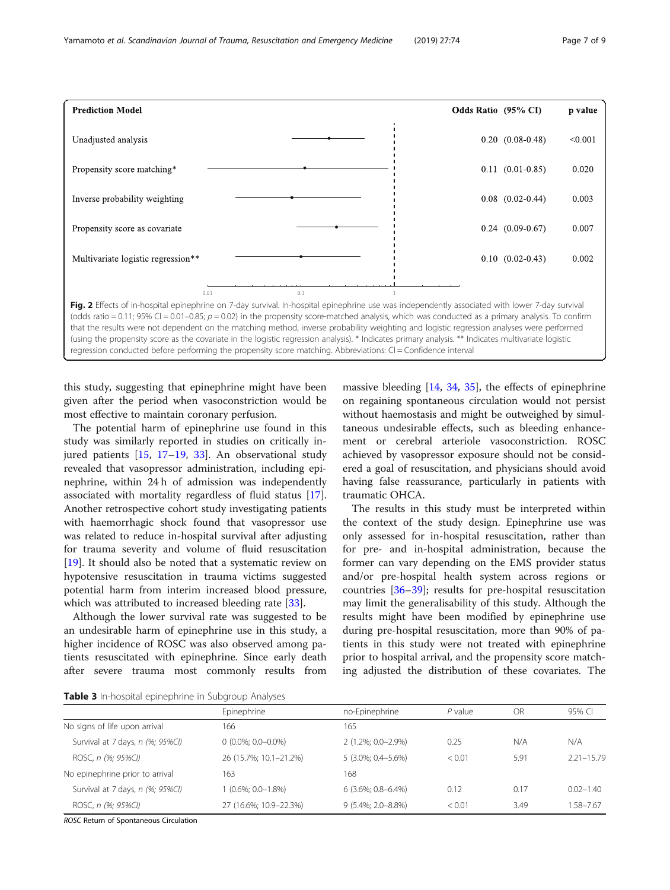| Prediction Model | Odds Ratio (95% CI) | p value |
|---|---|---|
| Unadjusted analysis | 0.20 (0.08-0.48) | <0.001 |
| Propensity score matching* | 0.11 (0.01-0.85) | 0.020 |
| Inverse probability weighting | 0.08 (0.02-0.44) | 0.003 |
| Propensity score as covariate | 0.24 (0.09-0.67) | 0.007 |
| Multivariate logistic regression** | 0.10 (0.02-0.43) | 0.002 |

**Fig. 2** Effects of in-hospital epinephrine on 7-day survival. In-hospital epinephrine use was independently associated with lower 7-day survival (odds ratio = 0.11; 95% CI = 0.01–0.85; $p = 0.02$) in the propensity score-matched analysis, which was conducted as a primary analysis. To confirm that the results were not dependent on the matching method, inverse probability weighting and logistic regression analyses were performed (using the propensity score as the covariate in the logistic regression analysis). * Indicates primary analysis. ** Indicates multivariate logistic regression conducted before performing the propensity score matching. Abbreviations: CI = Confidence interval

this study, suggesting that epinephrine might have been given after the period when vasoconstriction would be most effective to maintain coronary perfusion.

The potential harm of epinephrine use found in this study was similarly reported in studies on critically injured patients [15, 17–19, 33]. An observational study revealed that vasopressor administration, including epinephrine, within 24 h of admission was independently associated with mortality regardless of fluid status [17]. Another retrospective cohort study investigating patients with haemorrhagic shock found that vasopressor use was related to reduce in-hospital survival after adjusting for trauma severity and volume of fluid resuscitation [19]. It should also be noted that a systematic review on hypotensive resuscitation in trauma victims suggested potential harm from interim increased blood pressure, which was attributed to increased bleeding rate [33].

Although the lower survival rate was suggested to be an undesirable harm of epinephrine use in this study, a higher incidence of ROSC was also observed among patients resuscitated with epinephrine. Since early death after severe trauma most commonly results from massive bleeding [14, 34, 35], the effects of epinephrine on regaining spontaneous circulation would not persist without haemostasis and might be outweighed by simultaneous undesirable effects, such as bleeding enhancement or cerebral arteriole vasoconstriction. ROSC achieved by vasopressor exposure should not be considered a goal of resuscitation, and physicians should avoid having false reassurance, particularly in patients with traumatic OHCA.

The results in this study must be interpreted within the context of the study design. Epinephrine use was only assessed for in-hospital resuscitation, rather than for pre- and in-hospital administration, because the former can vary depending on the EMS provider status and/or pre-hospital health system across regions or countries [36–39]; results for pre-hospital resuscitation may limit the generalisability of this study. Although the results might have been modified by epinephrine use during pre-hospital resuscitation, more than 90% of patients in this study were not treated with epinephrine prior to hospital arrival, and the propensity score matching adjusted the distribution of these covariates. The

**Table 3** In-hospital epinephrine in Subgroup Analyses

| | Epinephrine | no-Epinephrine | *P* value | OR | 95% CI |
|---|---|---|---|---|---|
| No signs of life upon arrival | 166 | 165 | | | |
| Survival at 7 days, *n (%; 95%CI)* | 0 (0.0%; 0.0–0.0%) | 2 (1.2%; 0.0–2.9%) | 0.25 | N/A | N/A |
| ROSC, *n (%; 95%CI)* | 26 (15.7%; 10.1–21.2%) | 5 (3.0%; 0.4–5.6%) | < 0.01 | 5.91 | 2.21–15.79 |
| No epinephrine prior to arrival | 163 | 168 | | | |
| Survival at 7 days, *n (%; 95%CI)* | 1 (0.6%; 0.0–1.8%) | 6 (3.6%; 0.8–6.4%) | 0.12 | 0.17 | 0.02–1.40 |
| ROSC, *n (%; 95%CI)* | 27 (16.6%; 10.9–22.3%) | 9 (5.4%; 2.0–8.8%) | < 0.01 | 3.49 | 1.58–7.67 |

*ROSC* Return of Spontaneous Circulation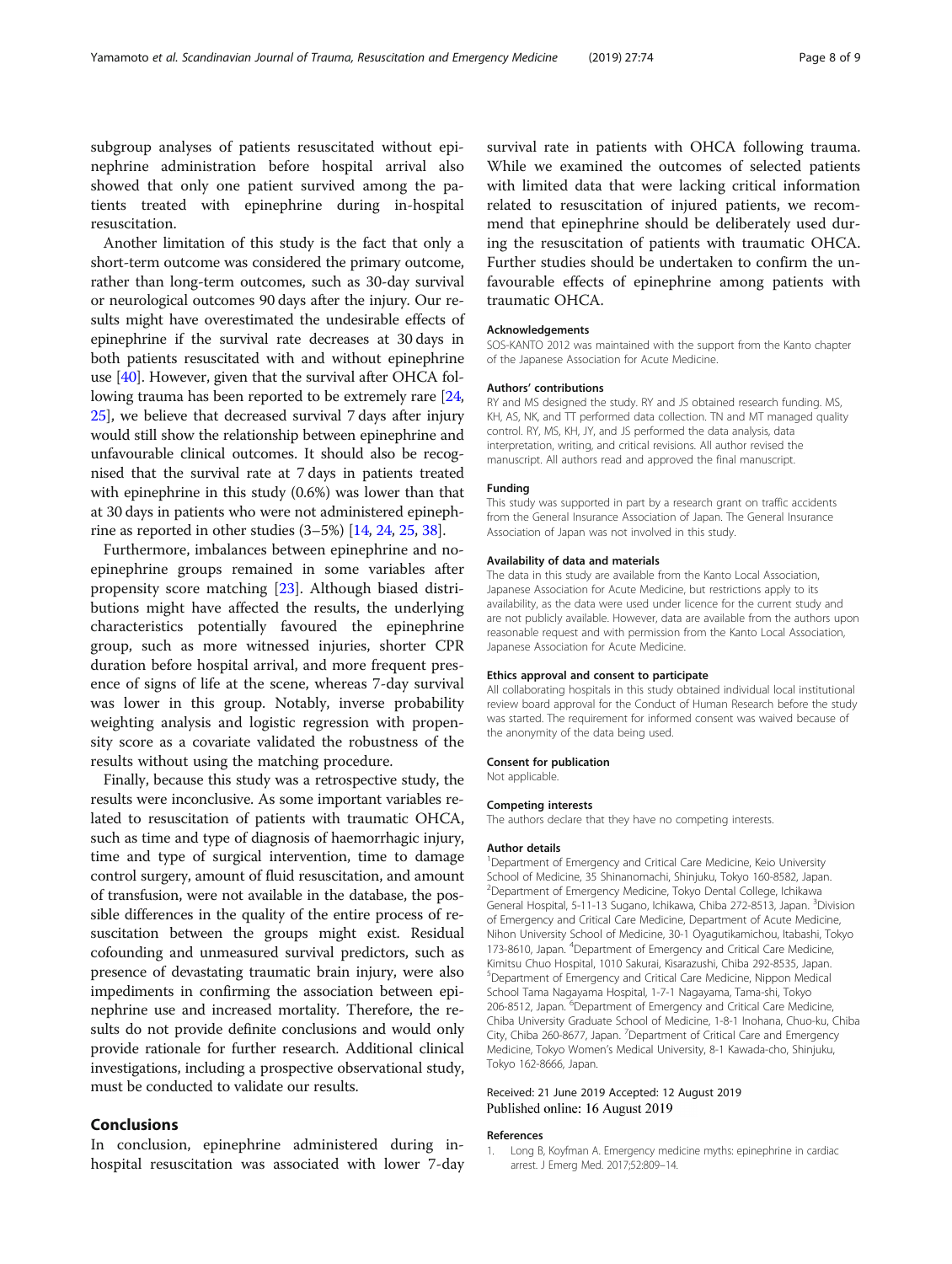subgroup analyses of patients resuscitated without epinephrine administration before hospital arrival also showed that only one patient survived among the patients treated with epinephrine during in-hospital resuscitation.

Another limitation of this study is the fact that only a short-term outcome was considered the primary outcome, rather than long-term outcomes, such as 30-day survival or neurological outcomes 90 days after the injury. Our results might have overestimated the undesirable effects of epinephrine if the survival rate decreases at 30 days in both patients resuscitated with and without epinephrine use [40]. However, given that the survival after OHCA following trauma has been reported to be extremely rare [24, 25], we believe that decreased survival 7 days after injury would still show the relationship between epinephrine and unfavourable clinical outcomes. It should also be recognised that the survival rate at 7 days in patients treated with epinephrine in this study (0.6%) was lower than that at 30 days in patients who were not administered epinephrine as reported in other studies (3–5%) [14, 24, 25, 38].

Furthermore, imbalances between epinephrine and no-epinephrine groups remained in some variables after propensity score matching [23]. Although biased distributions might have affected the results, the underlying characteristics potentially favoured the epinephrine group, such as more witnessed injuries, shorter CPR duration before hospital arrival, and more frequent presence of signs of life at the scene, whereas 7-day survival was lower in this group. Notably, inverse probability weighting analysis and logistic regression with propensity score as a covariate validated the robustness of the results without using the matching procedure.

Finally, because this study was a retrospective study, the results were inconclusive. As some important variables related to resuscitation of patients with traumatic OHCA, such as time and type of diagnosis of haemorrhagic injury, time and type of surgical intervention, time to damage control surgery, amount of fluid resuscitation, and amount of transfusion, were not available in the database, the possible differences in the quality of the entire process of resuscitation between the groups might exist. Residual cofounding and unmeasured survival predictors, such as presence of devastating traumatic brain injury, were also impediments in confirming the association between epinephrine use and increased mortality. Therefore, the results do not provide definite conclusions and would only provide rationale for further research. Additional clinical investigations, including a prospective observational study, must be conducted to validate our results.

## Conclusions

In conclusion, epinephrine administered during in-hospital resuscitation was associated with lower 7-day survival rate in patients with OHCA following trauma. While we examined the outcomes of selected patients with limited data that were lacking critical information related to resuscitation of injured patients, we recommend that epinephrine should be deliberately used during the resuscitation of patients with traumatic OHCA. Further studies should be undertaken to confirm the unfavourable effects of epinephrine among patients with traumatic OHCA.

#### Acknowledgements

SOS-KANTO 2012 was maintained with the support from the Kanto chapter of the Japanese Association for Acute Medicine.

#### Authors' contributions

RY and MS designed the study. RY and JS obtained research funding. MS, KH, AS, NK, and TT performed data collection. TN and MT managed quality control. RY, MS, KH, JY, and JS performed the data analysis, data interpretation, writing, and critical revisions. All author revised the manuscript. All authors read and approved the final manuscript.

#### Funding

This study was supported in part by a research grant on traffic accidents from the General Insurance Association of Japan. The General Insurance Association of Japan was not involved in this study.

#### Availability of data and materials

The data in this study are available from the Kanto Local Association, Japanese Association for Acute Medicine, but restrictions apply to its availability, as the data were used under licence for the current study and are not publicly available. However, data are available from the authors upon reasonable request and with permission from the Kanto Local Association, Japanese Association for Acute Medicine.

#### Ethics approval and consent to participate

All collaborating hospitals in this study obtained individual local institutional review board approval for the Conduct of Human Research before the study was started. The requirement for informed consent was waived because of the anonymity of the data being used.

#### Consent for publication

Not applicable.

#### Competing interests

The authors declare that they have no competing interests.

#### Author details

[1]Department of Emergency and Critical Care Medicine, Keio University School of Medicine, 35 Shinanomachi, Shinjuku, Tokyo 160-8582, Japan. [2]Department of Emergency Medicine, Tokyo Dental College, Ichikawa General Hospital, 5-11-13 Sugano, Ichikawa, Chiba 272-8513, Japan. [3]Division of Emergency and Critical Care Medicine, Department of Acute Medicine, Nihon University School of Medicine, 30-1 Oyagutikamichou, Itabashi, Tokyo 173-8610, Japan. [4]Department of Emergency and Critical Care Medicine, Kimitsu Chuo Hospital, 1010 Sakurai, Kisarazushi, Chiba 292-8535, Japan. [5]Department of Emergency and Critical Care Medicine, Nippon Medical School Tama Nagayama Hospital, 1-7-1 Nagayama, Tama-shi, Tokyo 206-8512, Japan. [6]Department of Emergency and Critical Care Medicine, Chiba University Graduate School of Medicine, 1-8-1 Inohana, Chuo-ku, Chiba City, Chiba 260-8677, Japan. [7]Department of Critical Care and Emergency Medicine, Tokyo Women's Medical University, 8-1 Kawada-cho, Shinjuku, Tokyo 162-8666, Japan.

Received: 21 June 2019 Accepted: 12 August 2019
Published online: 16 August 2019

#### References

1. Long B, Koyfman A. Emergency medicine myths: epinephrine in cardiac arrest. J Emerg Med. 2017;52:809–14.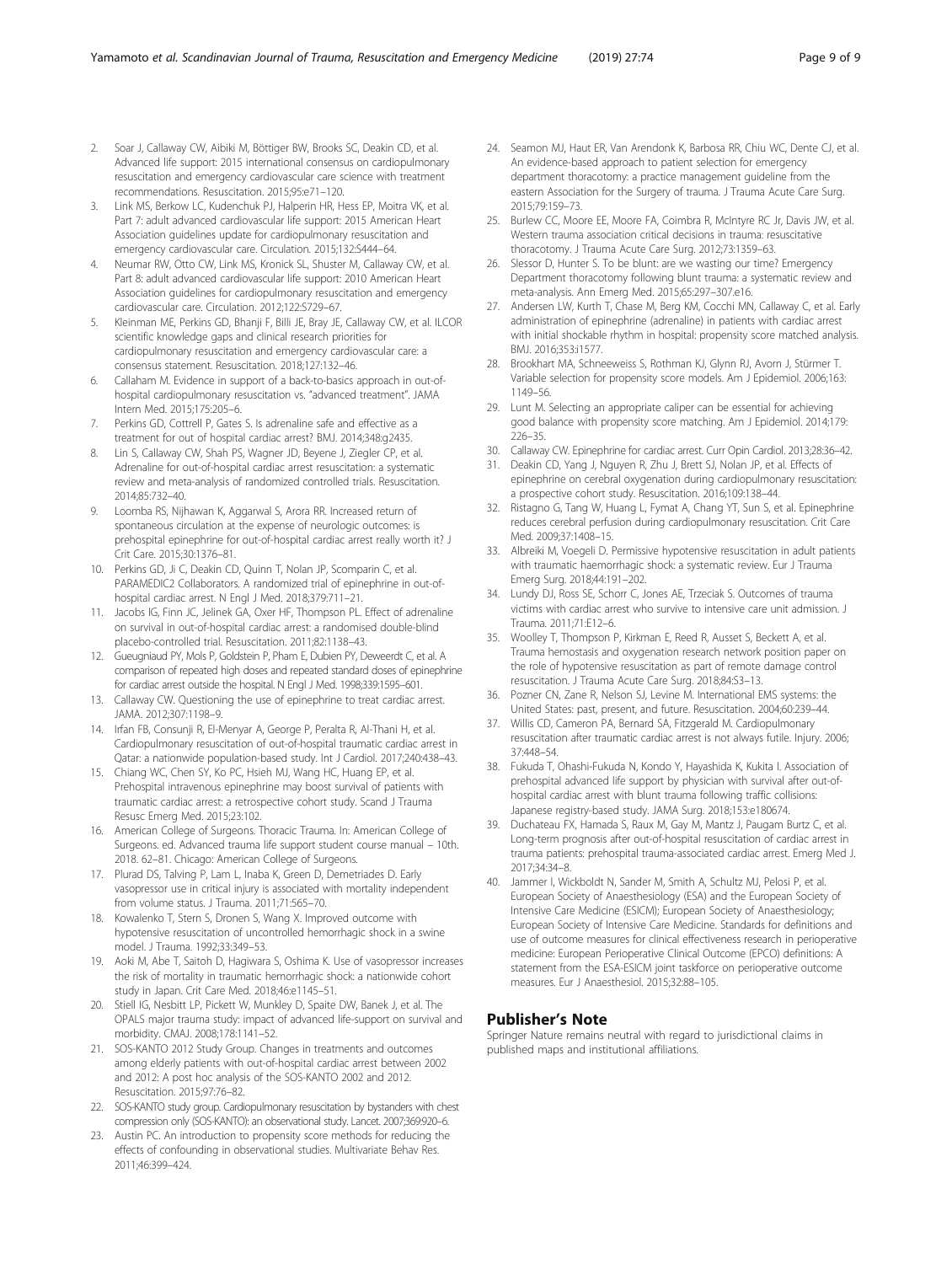2. Soar J, Callaway CW, Aibiki M, Böttiger BW, Brooks SC, Deakin CD, et al. Advanced life support: 2015 international consensus on cardiopulmonary resuscitation and emergency cardiovascular care science with treatment recommendations. Resuscitation. 2015;95:e71–120.
3. Link MS, Berkow LC, Kudenchuk PJ, Halperin HR, Hess EP, Moitra VK, et al. Part 7: adult advanced cardiovascular life support: 2015 American Heart Association guidelines update for cardiopulmonary resuscitation and emergency cardiovascular care. Circulation. 2015;132:S444–64.
4. Neumar RW, Otto CW, Link MS, Kronick SL, Shuster M, Callaway CW, et al. Part 8: adult advanced cardiovascular life support: 2010 American Heart Association guidelines for cardiopulmonary resuscitation and emergency cardiovascular care. Circulation. 2012;122:S729–67.
5. Kleinman ME, Perkins GD, Bhanji F, Billi JE, Bray JE, Callaway CW, et al. ILCOR scientific knowledge gaps and clinical research priorities for cardiopulmonary resuscitation and emergency cardiovascular care: a consensus statement. Resuscitation. 2018;127:132–46.
6. Callaham M. Evidence in support of a back-to-basics approach in out-of-hospital cardiopulmonary resuscitation vs. "advanced treatment". JAMA Intern Med. 2015;175:205–6.
7. Perkins GD, Cottrell P, Gates S. Is adrenaline safe and effective as a treatment for out of hospital cardiac arrest? BMJ. 2014;348:g2435.
8. Lin S, Callaway CW, Shah PS, Wagner JD, Beyene J, Ziegler CP, et al. Adrenaline for out-of-hospital cardiac arrest resuscitation: a systematic review and meta-analysis of randomized controlled trials. Resuscitation. 2014;85:732–40.
9. Loomba RS, Nijhawan K, Aggarwal S, Arora RR. Increased return of spontaneous circulation at the expense of neurologic outcomes: is prehospital epinephrine for out-of-hospital cardiac arrest really worth it? J Crit Care. 2015;30:1376–81.
10. Perkins GD, Ji C, Deakin CD, Quinn T, Nolan JP, Scomparin C, et al. PARAMEDIC2 Collaborators. A randomized trial of epinephrine in out-of-hospital cardiac arrest. N Engl J Med. 2018;379:711–21.
11. Jacobs IG, Finn JC, Jelinek GA, Oxer HF, Thompson PL. Effect of adrenaline on survival in out-of-hospital cardiac arrest: a randomised double-blind placebo-controlled trial. Resuscitation. 2011;82:1138–43.
12. Gueugniaud PY, Mols P, Goldstein P, Pham E, Dubien PY, Deweerdt C, et al. A comparison of repeated high doses and repeated standard doses of epinephrine for cardiac arrest outside the hospital. N Engl J Med. 1998;339:1595–601.
13. Callaway CW. Questioning the use of epinephrine to treat cardiac arrest. JAMA. 2012;307:1198–9.
14. Irfan FB, Consunji R, El-Menyar A, George P, Peralta R, Al-Thani H, et al. Cardiopulmonary resuscitation of out-of-hospital traumatic cardiac arrest in Qatar: a nationwide population-based study. Int J Cardiol. 2017;240:438–43.
15. Chiang WC, Chen SY, Ko PC, Hsieh MJ, Wang HC, Huang EP, et al. Prehospital intravenous epinephrine may boost survival of patients with traumatic cardiac arrest: a retrospective cohort study. Scand J Trauma Resusc Emerg Med. 2015;23:102.
16. American College of Surgeons. Thoracic Trauma. In: American College of Surgeons. ed. Advanced trauma life support student course manual – 10th. 2018. 62–81. Chicago: American College of Surgeons.
17. Plurad DS, Talving P, Lam L, Inaba K, Green D, Demetriades D. Early vasopressor use in critical injury is associated with mortality independent from volume status. J Trauma. 2011;71:565–70.
18. Kowalenko T, Stern S, Dronen S, Wang X. Improved outcome with hypotensive resuscitation of uncontrolled hemorrhagic shock in a swine model. J Trauma. 1992;33:349–53.
19. Aoki M, Abe T, Saitoh D, Hagiwara S, Oshima K. Use of vasopressor increases the risk of mortality in traumatic hemorrhagic shock: a nationwide cohort study in Japan. Crit Care Med. 2018;46:e1145–51.
20. Stiell IG, Nesbitt LP, Pickett W, Munkley D, Spaite DW, Banek J, et al. The OPALS major trauma study: impact of advanced life-support on survival and morbidity. CMAJ. 2008;178:1141–52.
21. SOS-KANTO 2012 Study Group. Changes in treatments and outcomes among elderly patients with out-of-hospital cardiac arrest between 2002 and 2012: A post hoc analysis of the SOS-KANTO 2002 and 2012. Resuscitation. 2015;97:76–82.
22. SOS-KANTO study group. Cardiopulmonary resuscitation by bystanders with chest compression only (SOS-KANTO): an observational study. Lancet. 2007;369:920–6.
23. Austin PC. An introduction to propensity score methods for reducing the effects of confounding in observational studies. Multivariate Behav Res. 2011;46:399–424.
24. Seamon MJ, Haut ER, Van Arendonk K, Barbosa RR, Chiu WC, Dente CJ, et al. An evidence-based approach to patient selection for emergency department thoracotomy: a practice management guideline from the eastern Association for the Surgery of trauma. J Trauma Acute Care Surg. 2015;79:159–73.
25. Burlew CC, Moore EE, Moore FA, Coimbra R, McIntyre RC Jr, Davis JW, et al. Western trauma association critical decisions in trauma: resuscitative thoracotomy. J Trauma Acute Care Surg. 2012;73:1359–63.
26. Slessor D, Hunter S. To be blunt: are we wasting our time? Emergency Department thoracotomy following blunt trauma: a systematic review and meta-analysis. Ann Emerg Med. 2015;65:297–307.e16.
27. Andersen LW, Kurth T, Chase M, Berg KM, Cocchi MN, Callaway C, et al. Early administration of epinephrine (adrenaline) in patients with cardiac arrest with initial shockable rhythm in hospital: propensity score matched analysis. BMJ. 2016;353:i1577.
28. Brookhart MA, Schneeweiss S, Rothman KJ, Glynn RJ, Avorn J, Stürmer T. Variable selection for propensity score models. Am J Epidemiol. 2006;163:1149–56.
29. Lunt M. Selecting an appropriate caliper can be essential for achieving good balance with propensity score matching. Am J Epidemiol. 2014;179:226–35.
30. Callaway CW. Epinephrine for cardiac arrest. Curr Opin Cardiol. 2013;28:36–42.
31. Deakin CD, Yang J, Nguyen R, Zhu J, Brett SJ, Nolan JP, et al. Effects of epinephrine on cerebral oxygenation during cardiopulmonary resuscitation: a prospective cohort study. Resuscitation. 2016;109:138–44.
32. Ristagno G, Tang W, Huang L, Fymat A, Chang YT, Sun S, et al. Epinephrine reduces cerebral perfusion during cardiopulmonary resuscitation. Crit Care Med. 2009;37:1408–15.
33. Albreiki M, Voegeli D. Permissive hypotensive resuscitation in adult patients with traumatic haemorrhagic shock: a systematic review. Eur J Trauma Emerg Surg. 2018;44:191–202.
34. Lundy DJ, Ross SE, Schorr C, Jones AE, Trzeciak S. Outcomes of trauma victims with cardiac arrest who survive to intensive care unit admission. J Trauma. 2011;71:E12–6.
35. Woolley T, Thompson P, Kirkman E, Reed R, Ausset S, Beckett A, et al. Trauma hemostasis and oxygenation research network position paper on the role of hypotensive resuscitation as part of remote damage control resuscitation. J Trauma Acute Care Surg. 2018;84:S3–13.
36. Pozner CN, Zane R, Nelson SJ, Levine M. International EMS systems: the United States: past, present, and future. Resuscitation. 2004;60:239–44.
37. Willis CD, Cameron PA, Bernard SA, Fitzgerald M. Cardiopulmonary resuscitation after traumatic cardiac arrest is not always futile. Injury. 2006;37:448–54.
38. Fukuda T, Ohashi-Fukuda N, Kondo Y, Hayashida K, Kukita I. Association of prehospital advanced life support by physician with survival after out-of-hospital cardiac arrest with blunt trauma following traffic collisions: Japanese registry-based study. JAMA Surg. 2018;153:e180674.
39. Duchateau FX, Hamada S, Raux M, Gay M, Mantz J, Paugam Burtz C, et al. Long-term prognosis after out-of-hospital resuscitation of cardiac arrest in trauma patients: prehospital trauma-associated cardiac arrest. Emerg Med J. 2017;34:34–8.
40. Jammer I, Wickboldt N, Sander M, Smith A, Schultz MJ, Pelosi P, et al. European Society of Anaesthesiology (ESA) and the European Society of Intensive Care Medicine (ESICM); European Society of Anaesthesiology; European Society of Intensive Care Medicine. Standards for definitions and use of outcome measures for clinical effectiveness research in perioperative medicine: European Perioperative Clinical Outcome (EPCO) definitions: A statement from the ESA-ESICM joint taskforce on perioperative outcome measures. Eur J Anaesthesiol. 2015;32:88–105.

## Publisher's Note

Springer Nature remains neutral with regard to jurisdictional claims in published maps and institutional affiliations.